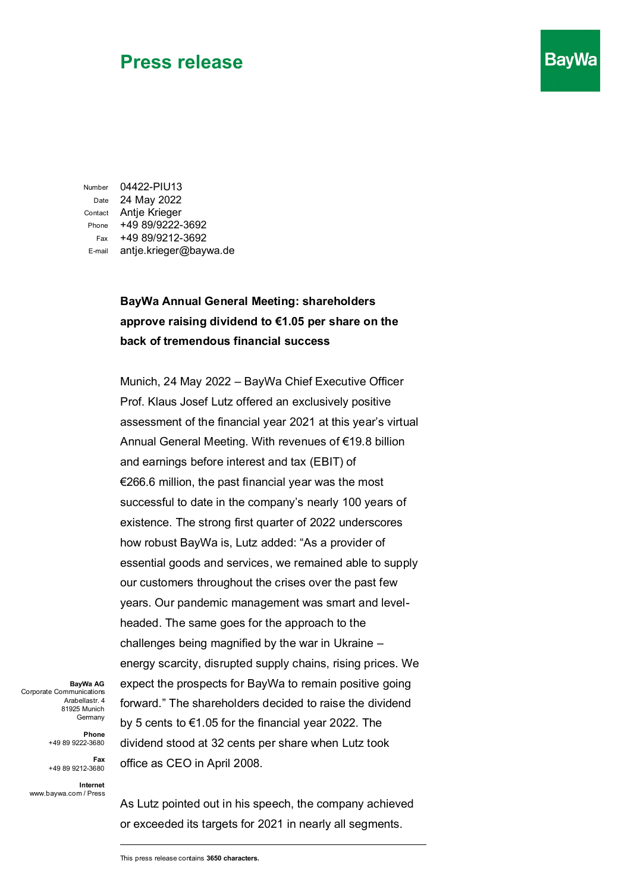# Press release

BayWa

| | |
|---|---|
| Number | 04422-PIU13 |
| Date | 24 May 2022 |
| Contact | Antje Krieger |
| Phone | +49 89/9222-3692 |
| Fax | +49 89/9212-3692 |
| E-mail | antje.krieger@baywa.de |

**BayWa Annual General Meeting: shareholders approve raising dividend to €1.05 per share on the back of tremendous financial success**

Munich, 24 May 2022 – BayWa Chief Executive Officer Prof. Klaus Josef Lutz offered an exclusively positive assessment of the financial year 2021 at this year's virtual Annual General Meeting. With revenues of €19.8 billion and earnings before interest and tax (EBIT) of €266.6 million, the past financial year was the most successful to date in the company's nearly 100 years of existence. The strong first quarter of 2022 underscores how robust BayWa is, Lutz added: "As a provider of essential goods and services, we remained able to supply our customers throughout the crises over the past few years. Our pandemic management was smart and level-headed. The same goes for the approach to the challenges being magnified by the war in Ukraine – energy scarcity, disrupted supply chains, rising prices. We expect the prospects for BayWa to remain positive going forward." The shareholders decided to raise the dividend by 5 cents to €1.05 for the financial year 2022. The dividend stood at 32 cents per share when Lutz took office as CEO in April 2008.

As Lutz pointed out in his speech, the company achieved or exceeded its targets for 2021 in nearly all segments.

**BayWa AG**
Corporate Communications
Arabellastr. 4
81925 Munich
Germany

**Phone**
+49 89 9222-3680

**Fax**
+49 89 9212-3680

**Internet**
www.baywa.com / Press

This press release contains **3650 characters.**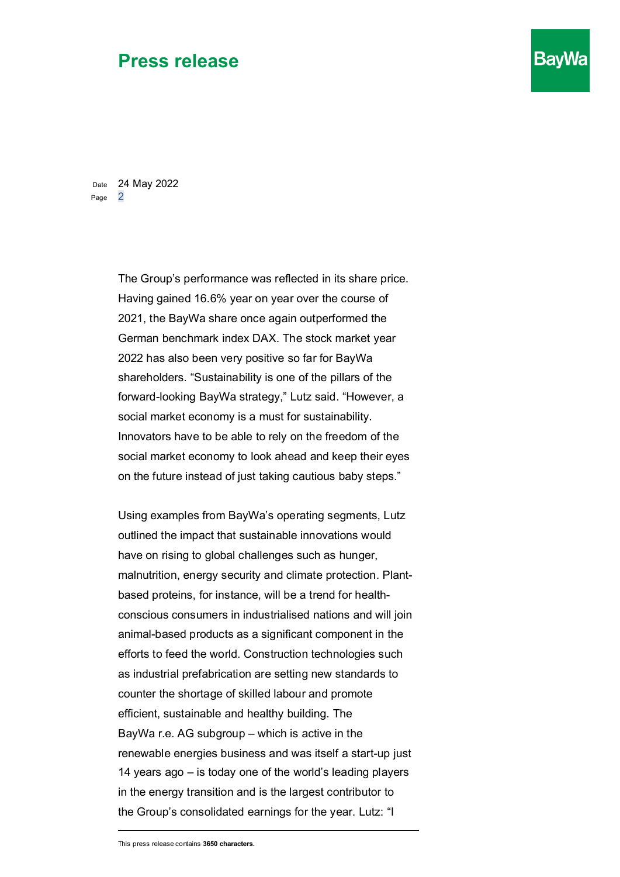The Group's performance was reflected in its share price. Having gained 16.6% year on year over the course of 2021, the BayWa share once again outperformed the German benchmark index DAX. The stock market year 2022 has also been very positive so far for BayWa shareholders. "Sustainability is one of the pillars of the forward-looking BayWa strategy," Lutz said. "However, a social market economy is a must for sustainability. Innovators have to be able to rely on the freedom of the social market economy to look ahead and keep their eyes on the future instead of just taking cautious baby steps."

Using examples from BayWa's operating segments, Lutz outlined the impact that sustainable innovations would have on rising to global challenges such as hunger, malnutrition, energy security and climate protection. Plant-based proteins, for instance, will be a trend for health-conscious consumers in industrialised nations and will join animal-based products as a significant component in the efforts to feed the world. Construction technologies such as industrial prefabrication are setting new standards to counter the shortage of skilled labour and promote efficient, sustainable and healthy building. The BayWa r.e. AG subgroup – which is active in the renewable energies business and was itself a start-up just 14 years ago – is today one of the world's leading players in the energy transition and is the largest contributor to the Group's consolidated earnings for the year. Lutz: "I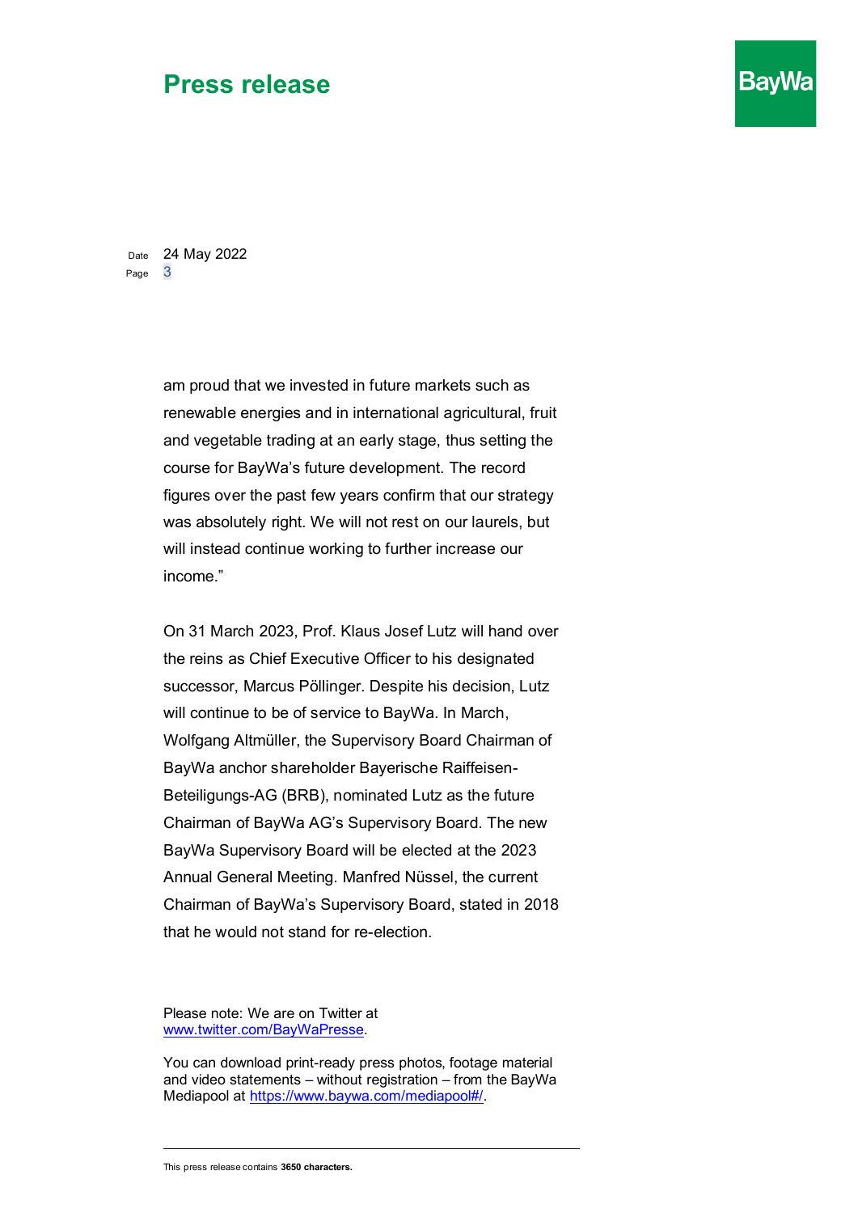am proud that we invested in future markets such as renewable energies and in international agricultural, fruit and vegetable trading at an early stage, thus setting the course for BayWa's future development. The record figures over the past few years confirm that our strategy was absolutely right. We will not rest on our laurels, but will instead continue working to further increase our income."

On 31 March 2023, Prof. Klaus Josef Lutz will hand over the reins as Chief Executive Officer to his designated successor, Marcus Pöllinger. Despite his decision, Lutz will continue to be of service to BayWa. In March, Wolfgang Altmüller, the Supervisory Board Chairman of BayWa anchor shareholder Bayerische Raiffeisen-Beteiligungs-AG (BRB), nominated Lutz as the future Chairman of BayWa AG's Supervisory Board. The new BayWa Supervisory Board will be elected at the 2023 Annual General Meeting. Manfred Nüssel, the current Chairman of BayWa's Supervisory Board, stated in 2018 that he would not stand for re-election.

Please note: We are on Twitter at www.twitter.com/BayWaPresse.

You can download print-ready press photos, footage material and video statements – without registration – from the BayWa Mediapool at https://www.baywa.com/mediapool#/.

This press release contains **3650 characters.**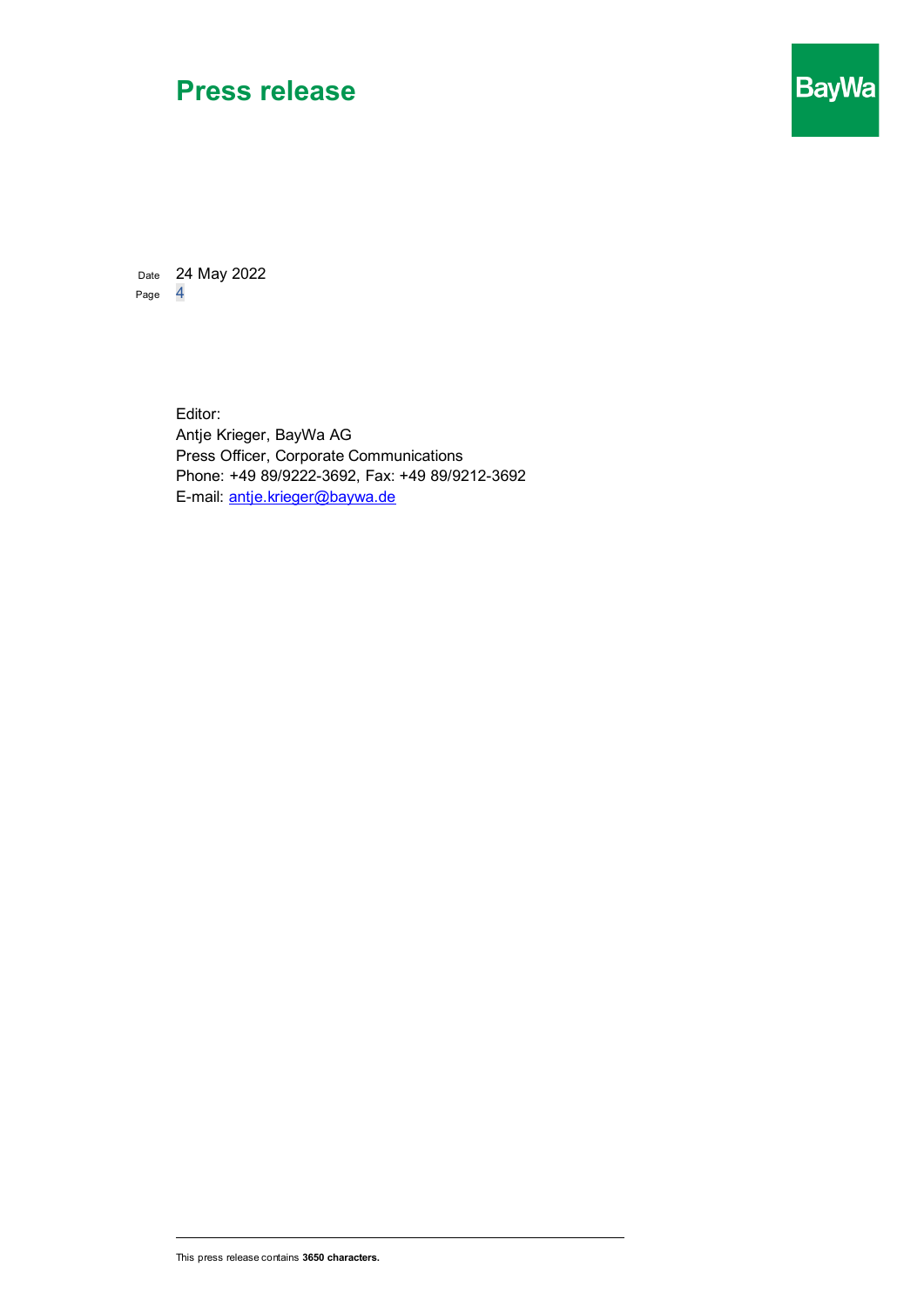# Press release

Date 24 May 2022

Editor:
Antje Krieger, BayWa AG
Press Officer, Corporate Communications
Phone: +49 89/9222-3692, Fax: +49 89/9212-3692
E-mail: antje.krieger@baywa.de

---

This press release contains **3650 characters.**